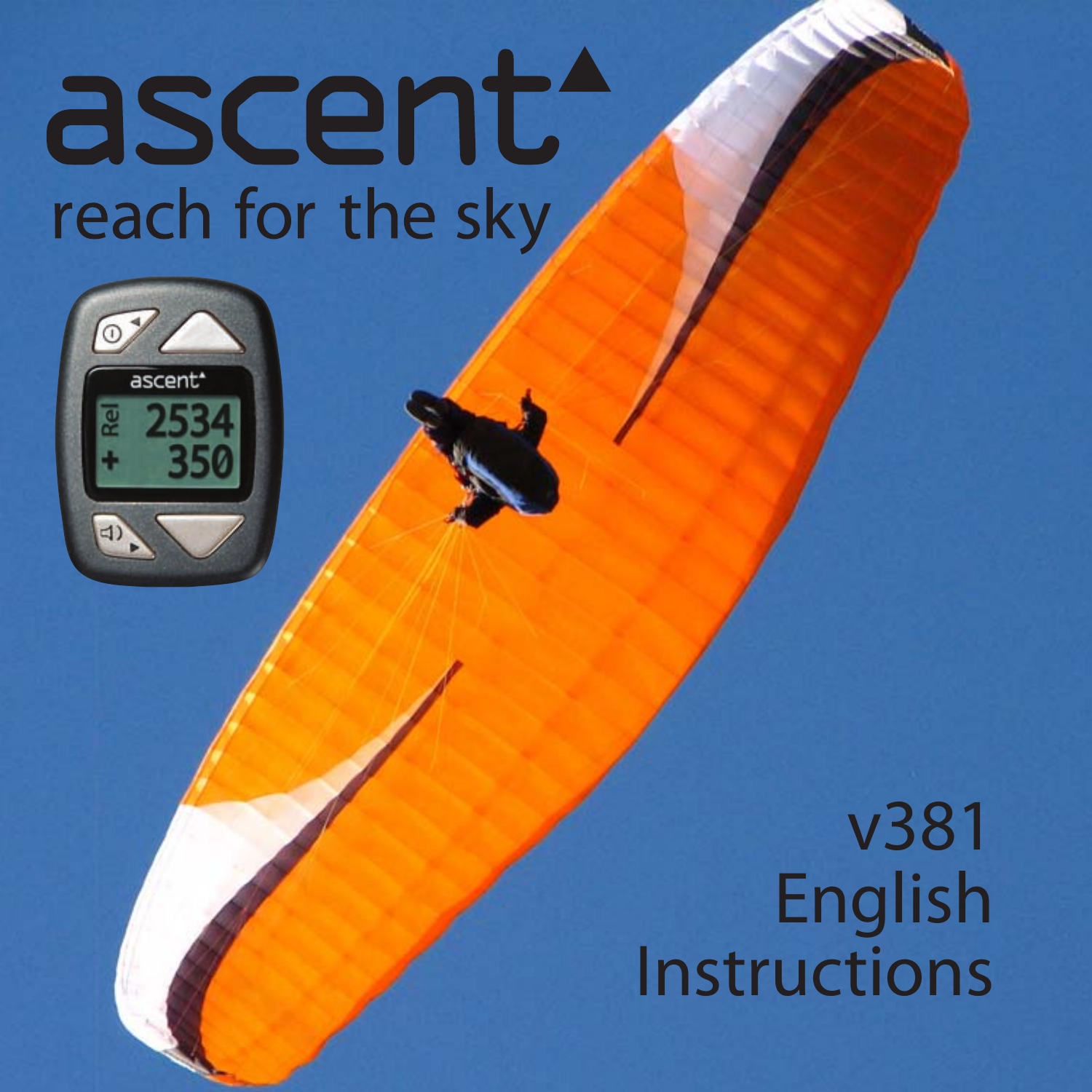# ascent

reach for the sky

v381
English
Instructions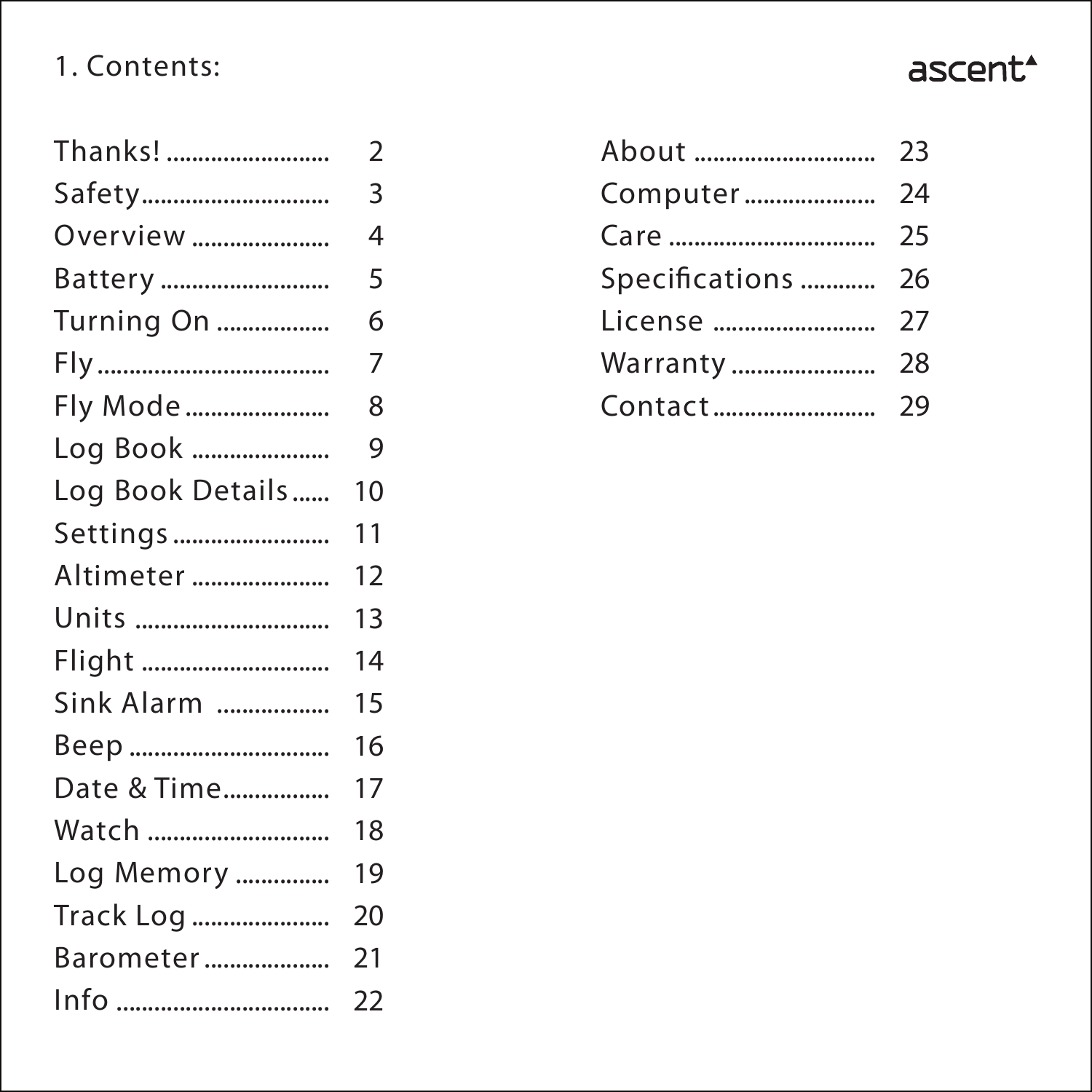# 1. Contents:

| | |
|---|---|
| Thanks! | 2 |
| Safety | 3 |
| Overview | 4 |
| Battery | 5 |
| Turning On | 6 |
| Fly | 7 |
| Fly Mode | 8 |
| Log Book | 9 |
| Log Book Details | 10 |
| Settings | 11 |
| Altimeter | 12 |
| Units | 13 |
| Flight | 14 |
| Sink Alarm | 15 |
| Beep | 16 |
| Date & Time | 17 |
| Watch | 18 |
| Log Memory | 19 |
| Track Log | 20 |
| Barometer | 21 |
| Info | 22 |
| About | 23 |
| Computer | 24 |
| Care | 25 |
| Specifications | 26 |
| License | 27 |
| Warranty | 28 |
| Contact | 29 |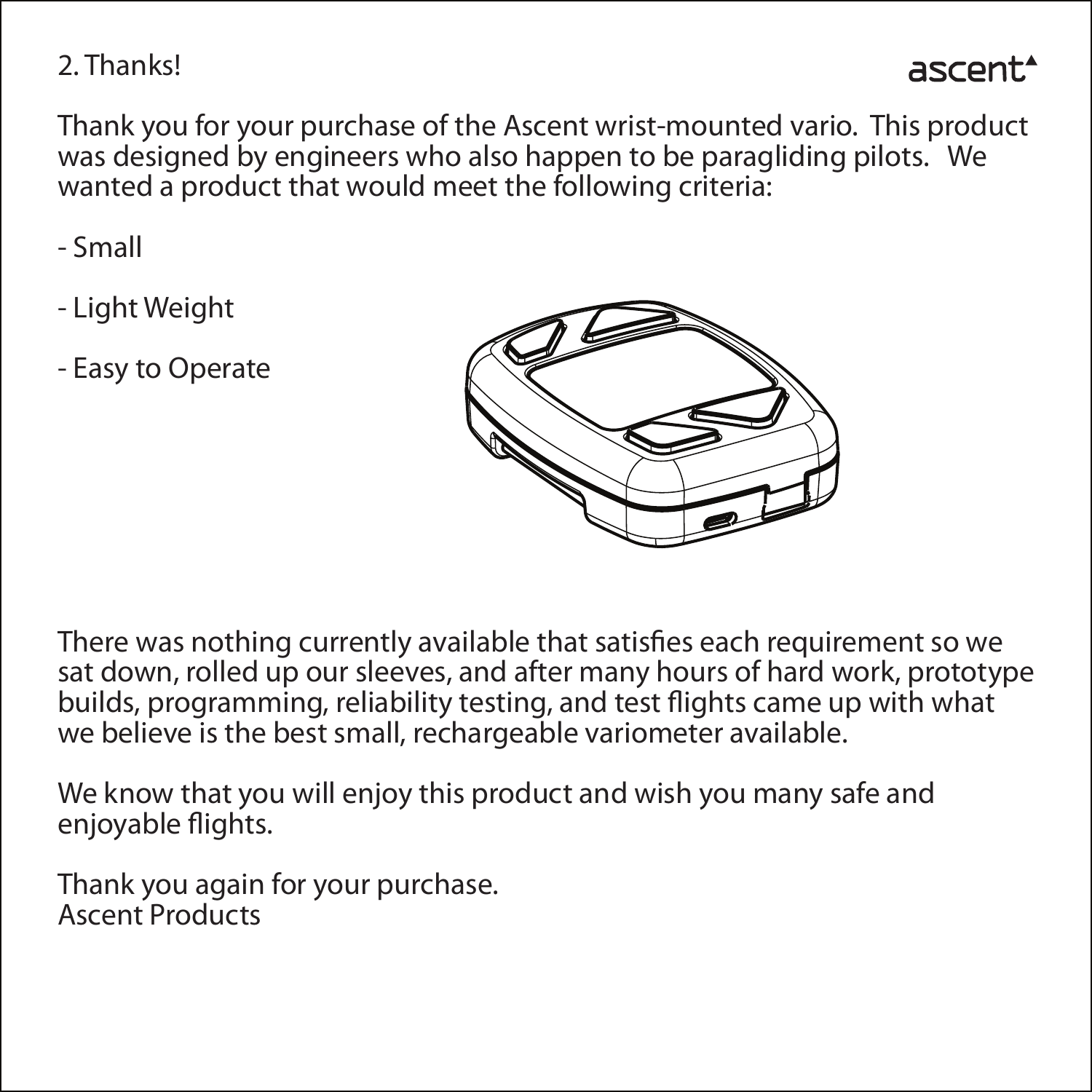## 2. Thanks!

Thank you for your purchase of the Ascent wrist-mounted vario. This product was designed by engineers who also happen to be paragliding pilots. We wanted a product that would meet the following criteria:

- Small
- Light Weight
- Easy to Operate

There was nothing currently available that satisfies each requirement so we sat down, rolled up our sleeves, and after many hours of hard work, prototype builds, programming, reliability testing, and test flights came up with what we believe is the best small, rechargeable variometer available.

We know that you will enjoy this product and wish you many safe and enjoyable flights.

Thank you again for your purchase.
Ascent Products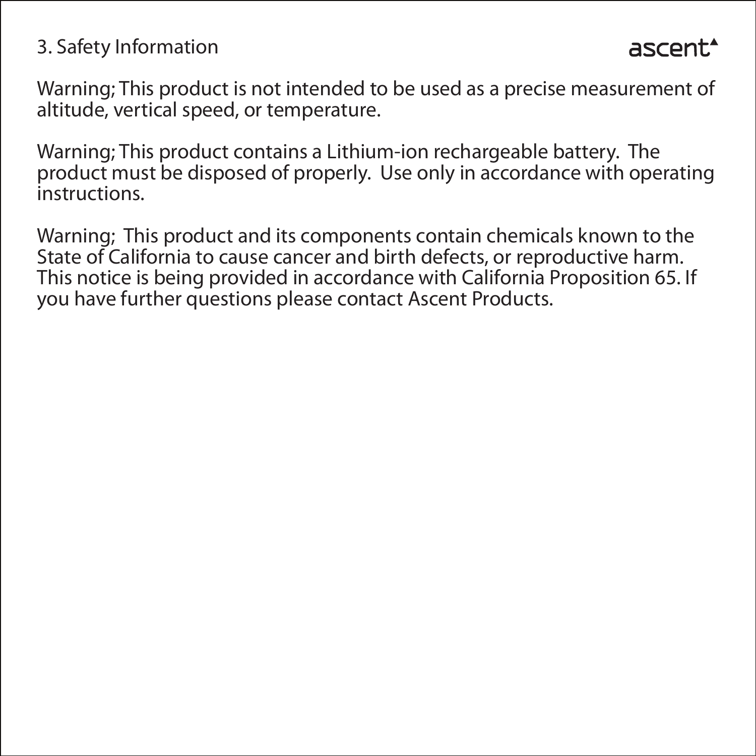# 3. Safety Information

Warning; This product is not intended to be used as a precise measurement of altitude, vertical speed, or temperature.

Warning; This product contains a Lithium-ion rechargeable battery. The product must be disposed of properly. Use only in accordance with operating instructions.

Warning; This product and its components contain chemicals known to the State of California to cause cancer and birth defects, or reproductive harm. This notice is being provided in accordance with California Proposition 65. If you have further questions please contact Ascent Products.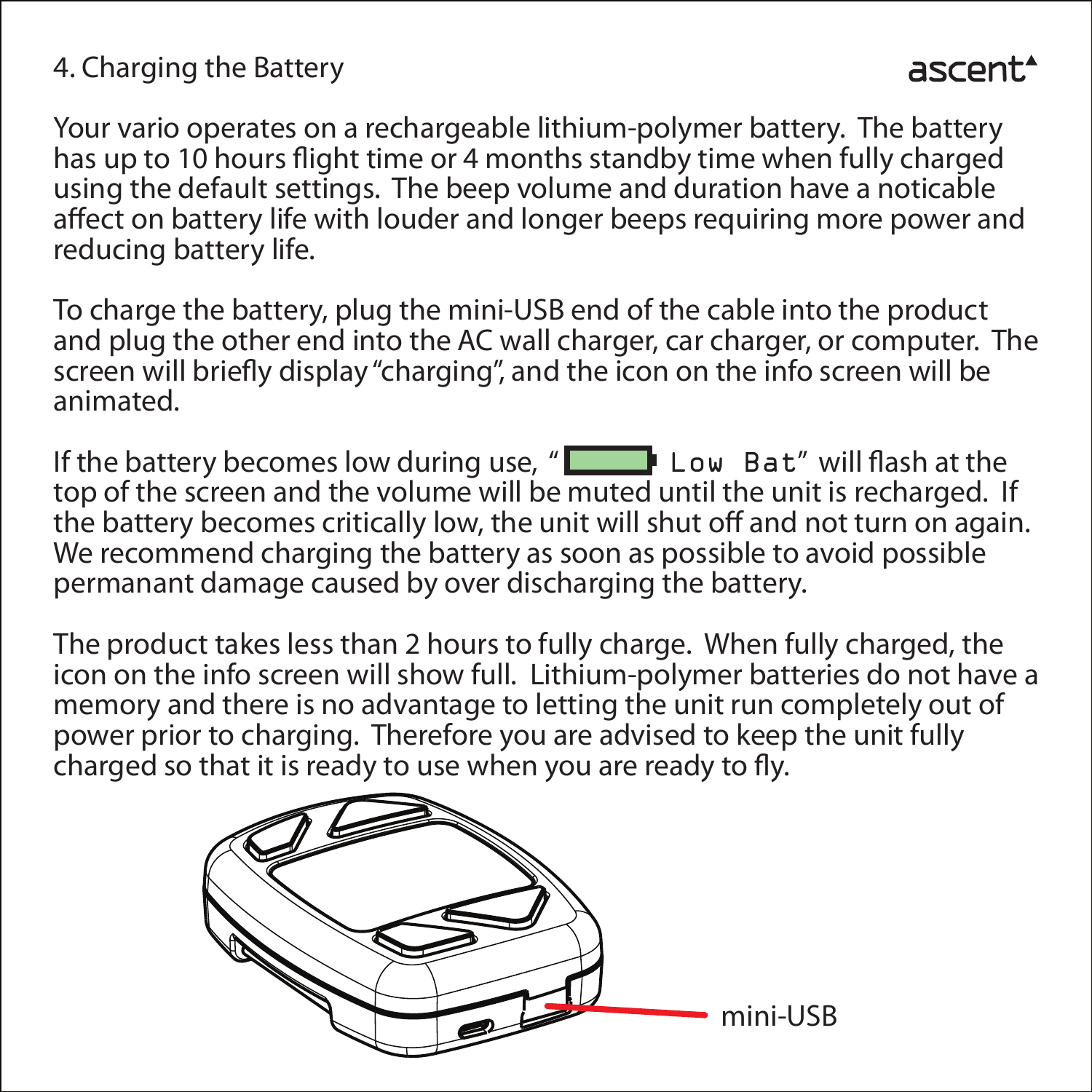## 4. Charging the Battery

Your vario operates on a rechargeable lithium-polymer battery. The battery has up to 10 hours flight time or 4 months standby time when fully charged using the default settings. The beep volume and duration have a noticable affect on battery life with louder and longer beeps requiring more power and reducing battery life.

To charge the battery, plug the mini-USB end of the cable into the product and plug the other end into the AC wall charger, car charger, or computer. The screen will briefly display "charging", and the icon on the info screen will be animated.

If the battery becomes low during use, " Low Bat" will flash at the top of the screen and the volume will be muted until the unit is recharged. If the battery becomes critically low, the unit will shut off and not turn on again. We recommend charging the battery as soon as possible to avoid possible permanant damage caused by over discharging the battery.

The product takes less than 2 hours to fully charge. When fully charged, the icon on the info screen will show full. Lithium-polymer batteries do not have a memory and there is no advantage to letting the unit run completely out of power prior to charging. Therefore you are advised to keep the unit fully charged so that it is ready to use when you are ready to fly.

mini-USB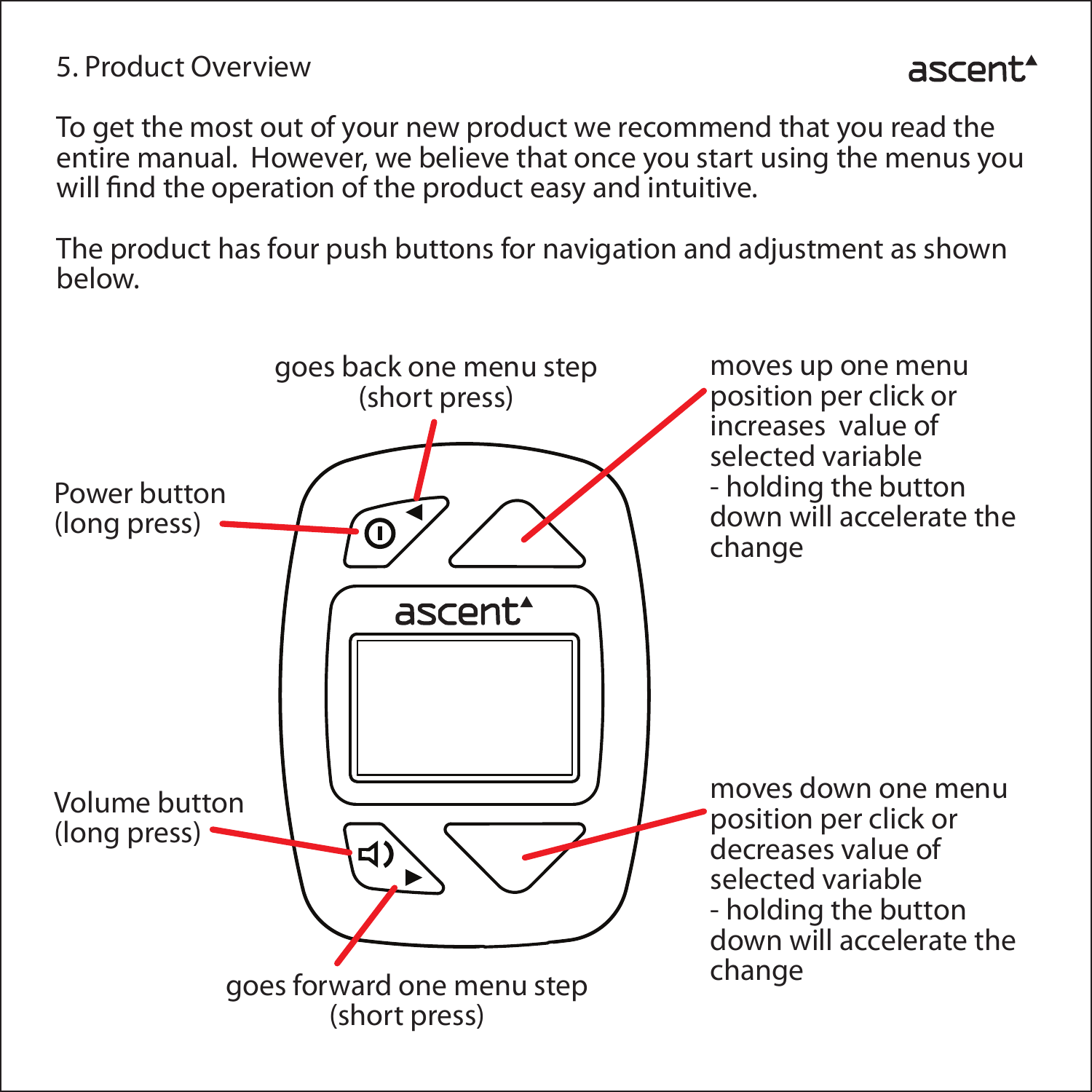# 5. Product Overview

To get the most out of your new product we recommend that you read the entire manual. However, we believe that once you start using the menus you will find the operation of the product easy and intuitive.

The product has four push buttons for navigation and adjustment as shown below.

goes back one menu step (short press)

Power button (long press)

moves up one menu position per click or increases value of selected variable - holding the button down will accelerate the change

Volume button (long press)

moves down one menu position per click or decreases value of selected variable - holding the button down will accelerate the change

goes forward one menu step (short press)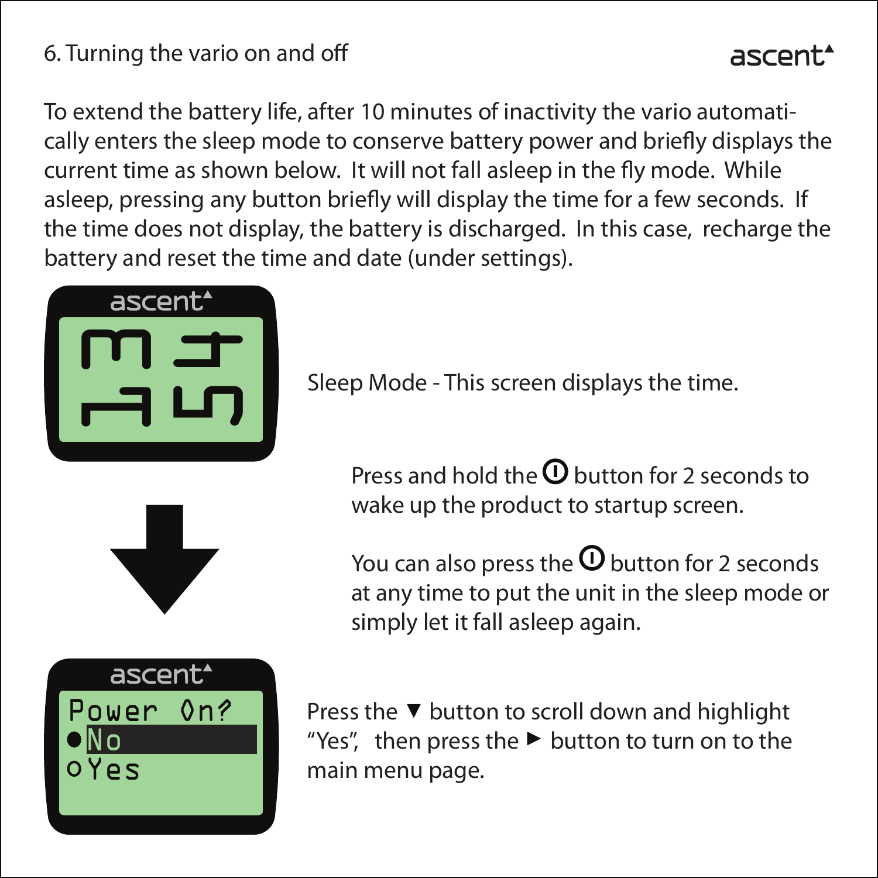## 6. Turning the vario on and off

To extend the battery life, after 10 minutes of inactivity the vario automatically enters the sleep mode to conserve battery power and briefly displays the current time as shown below. It will not fall asleep in the fly mode. While asleep, pressing any button briefly will display the time for a few seconds. If the time does not display, the battery is discharged. In this case, recharge the battery and reset the time and date (under settings).

Sleep Mode - This screen displays the time.

Press and hold the ⏻ button for 2 seconds to wake up the product to startup screen.

You can also press the ⏻ button for 2 seconds at any time to put the unit in the sleep mode or simply let it fall asleep again.

Press the ▼ button to scroll down and highlight "Yes", then press the ► button to turn on to the main menu page.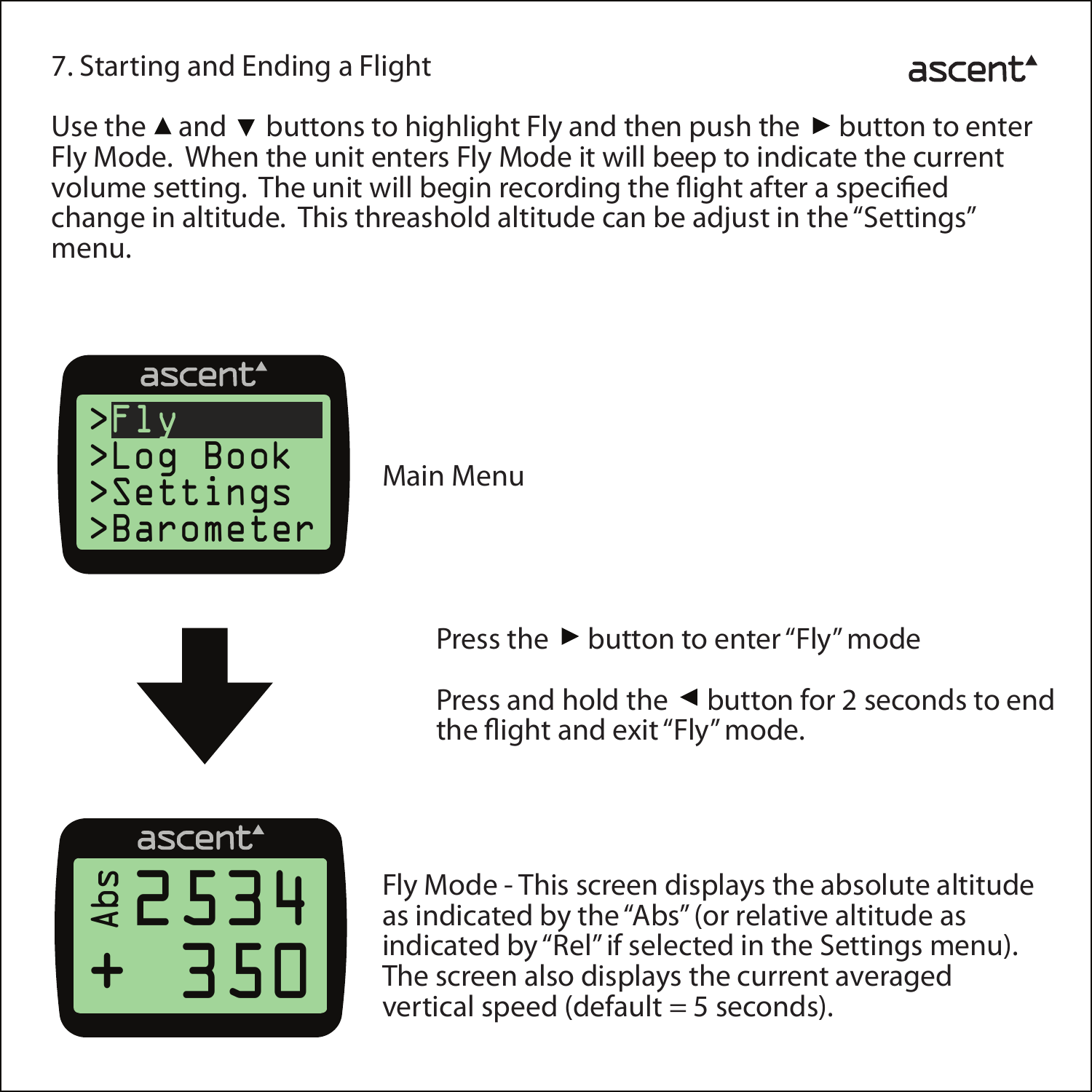# 7. Starting and Ending a Flight

Use the ▲ and ▼ buttons to highlight Fly and then push the ► button to enter Fly Mode. When the unit enters Fly Mode it will beep to indicate the current volume setting. The unit will begin recording the flight after a specified change in altitude. This threashold altitude can be adjust in the "Settings" menu.

Main Menu

Press the ► button to enter "Fly" mode

Press and hold the ◄ button for 2 seconds to end the flight and exit "Fly" mode.

Fly Mode - This screen displays the absolute altitude as indicated by the "Abs" (or relative altitude as indicated by "Rel" if selected in the Settings menu). The screen also displays the current averaged vertical speed (default = 5 seconds).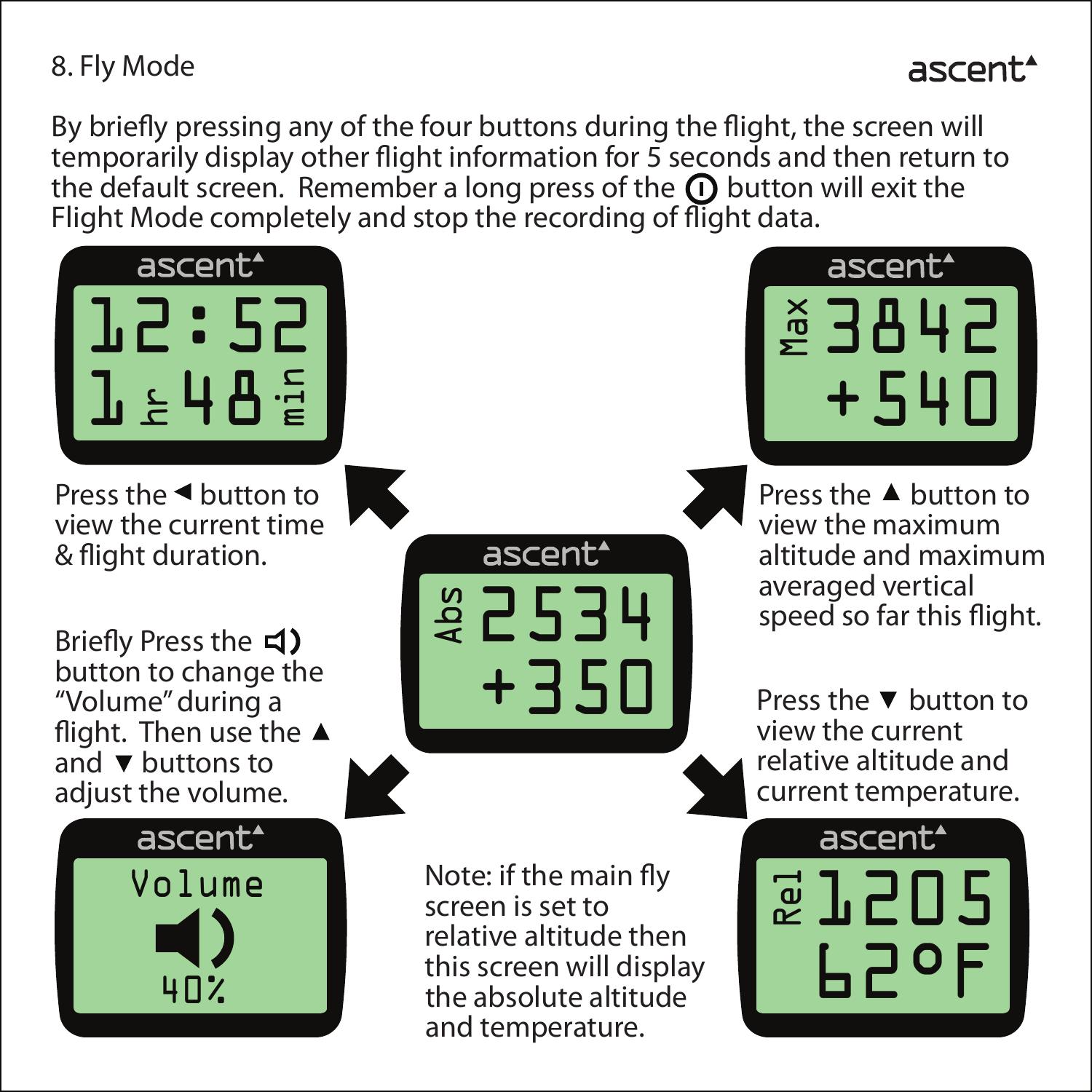# 8. Fly Mode

By briefly pressing any of the four buttons during the flight, the screen will temporarily display other flight information for 5 seconds and then return to the default screen. Remember a long press of the ⓘ button will exit the Flight Mode completely and stop the recording of flight data.

12:52
1 hr 48 min

Max 3842
+540

Abs 2534
+350

Volume
40%

Rel 1205
62°F

Press the ◀ button to view the current time & flight duration.

Press the ▲ button to view the maximum altitude and maximum averaged vertical speed so far this flight.

Briefly Press the 🔈 button to change the "Volume" during a flight. Then use the ▲ and ▼ buttons to adjust the volume.

Press the ▼ button to view the current relative altitude and current temperature.

Note: if the main fly screen is set to relative altitude then this screen will display the absolute altitude and temperature.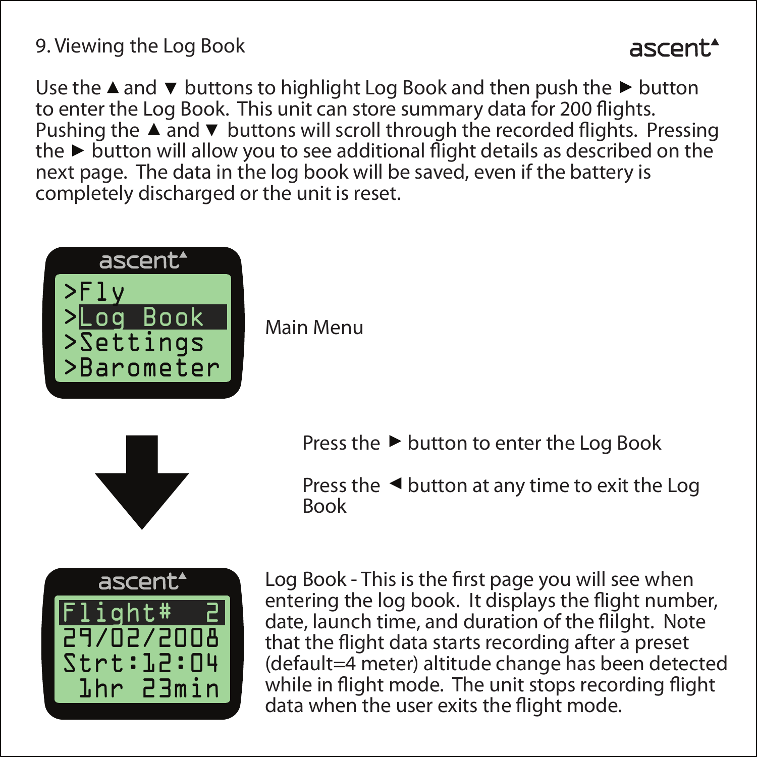# 9. Viewing the Log Book

Use the ▲ and ▼ buttons to highlight Log Book and then push the ► button to enter the Log Book. This unit can store summary data for 200 flights. Pushing the ▲ and ▼ buttons will scroll through the recorded flights. Pressing the ► button will allow you to see additional flight details as described on the next page. The data in the log book will be saved, even if the battery is completely discharged or the unit is reset.

```
ascent
>Fly
>Log Book
>Settings
>Barometer
```

Main Menu

Press the ► button to enter the Log Book

Press the ◄ button at any time to exit the Log Book

```
ascent
Flight#   2
29/02/2008
Strt:12:04
 1hr 23min
```

Log Book - This is the first page you will see when entering the log book. It displays the flight number, date, launch time, and duration of the fliilght. Note that the flight data starts recording after a preset (default=4 meter) altitude change has been detected while in flight mode. The unit stops recording flight data when the user exits the flight mode.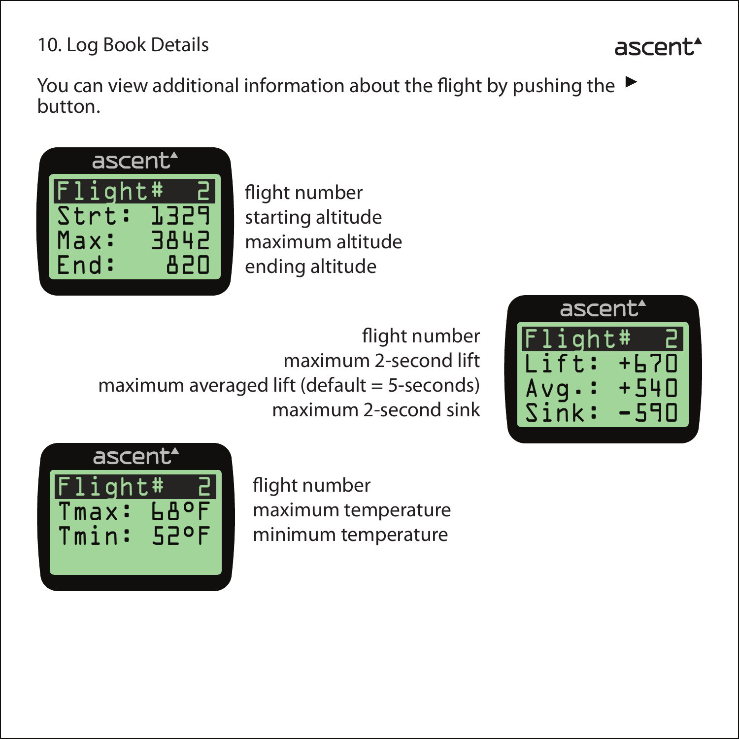## 10. Log Book Details

You can view additional information about the flight by pushing the ► button.

```
Flight#   2
Strt:  1329
Max:   3842
End:    820
```

flight number
starting altitude
maximum altitude
ending altitude

```
Flight#   2
Lift:  +670
Avg.:  +540
Sink:  -590
```

flight number
maximum 2-second lift
maximum averaged lift (default = 5-seconds)
maximum 2-second sink

```
Flight#   2
Tmax:  68°F
Tmin:  52°F
```

flight number
maximum temperature
minimum temperature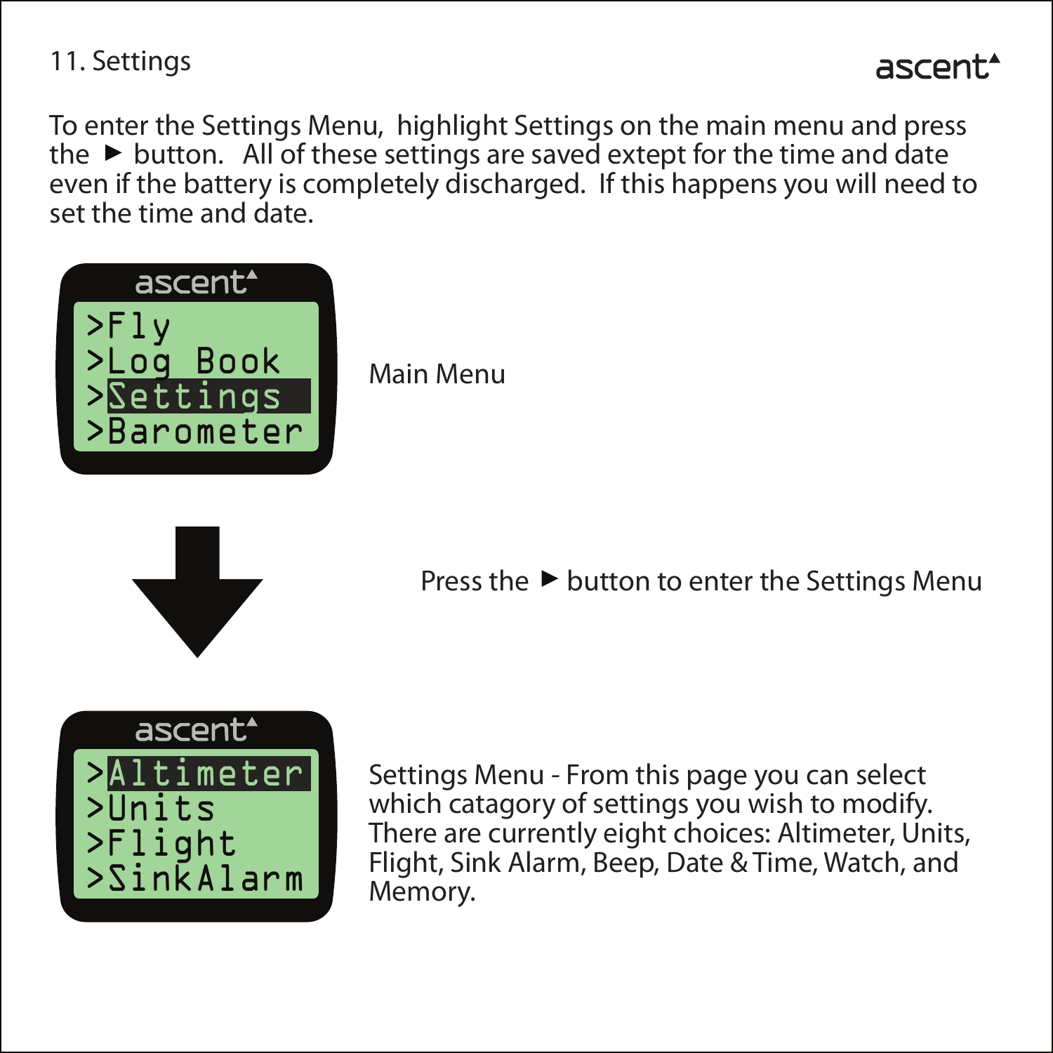# 11. Settings

To enter the Settings Menu, highlight Settings on the main menu and press the ► button. All of these settings are saved extept for the time and date even if the battery is completely discharged. If this happens you will need to set the time and date.

```
>Fly
>Log Book
>Settings
>Barometer
```

Main Menu

Press the ► button to enter the Settings Menu

```
>Altimeter
>Units
>Flight
>SinkAlarm
```

Settings Menu - From this page you can select which catagory of settings you wish to modify. There are currently eight choices: Altimeter, Units, Flight, Sink Alarm, Beep, Date & Time, Watch, and Memory.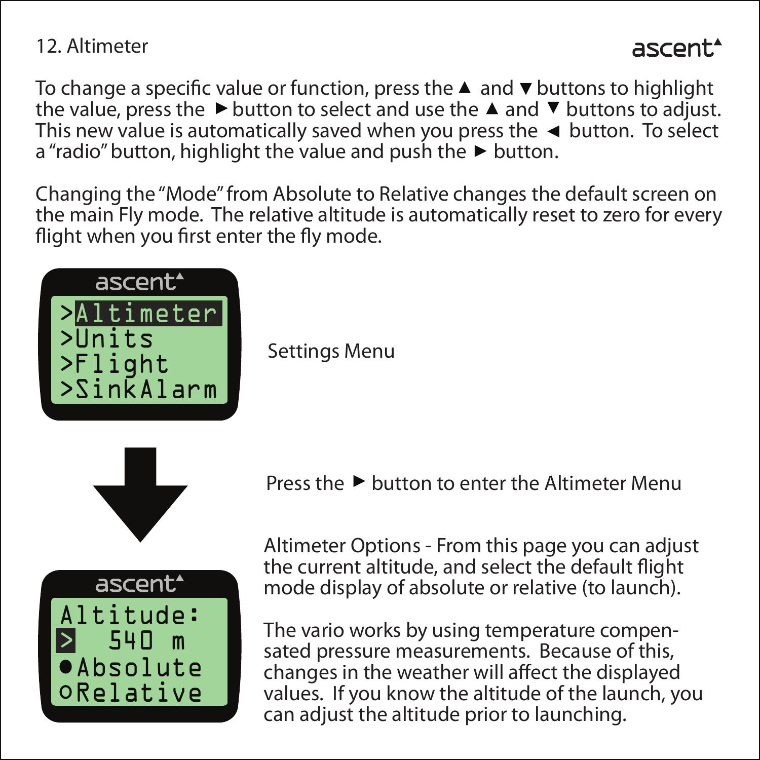# 12. Altimeter

To change a specific value or function, press the ▲ and ▼ buttons to highlight the value, press the ► button to select and use the ▲ and ▼ buttons to adjust. This new value is automatically saved when you press the ◄ button. To select a "radio" button, highlight the value and push the ► button.

Changing the "Mode" from Absolute to Relative changes the default screen on the main Fly mode. The relative altitude is automatically reset to zero for every flight when you first enter the fly mode.

Settings Menu

Press the ► button to enter the Altimeter Menu

Altimeter Options - From this page you can adjust the current altitude, and select the default flight mode display of absolute or relative (to launch).

The vario works by using temperature compensated pressure measurements. Because of this, changes in the weather will affect the displayed values. If you know the altitude of the launch, you can adjust the altitude prior to launching.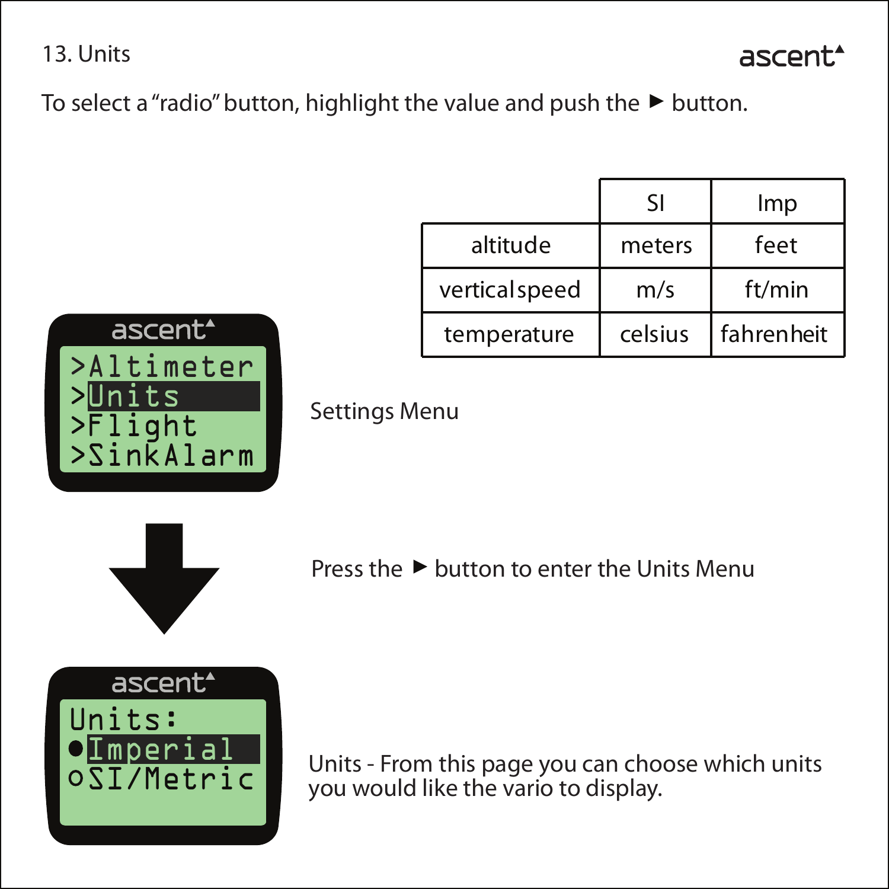## 13. Units

To select a "radio" button, highlight the value and push the ► button.

| | SI | Imp |
|---|---|---|
| altitude | meters | feet |
| vertical speed | m/s | ft/min |
| temperature | celsius | fahrenheit |

```
ascent
>Altimeter
>Units
>Flight
>SinkAlarm
```

Settings Menu

Press the ► button to enter the Units Menu

```
ascent
Units:
●Imperial
○SI/Metric
```

Units - From this page you can choose which units you would like the vario to display.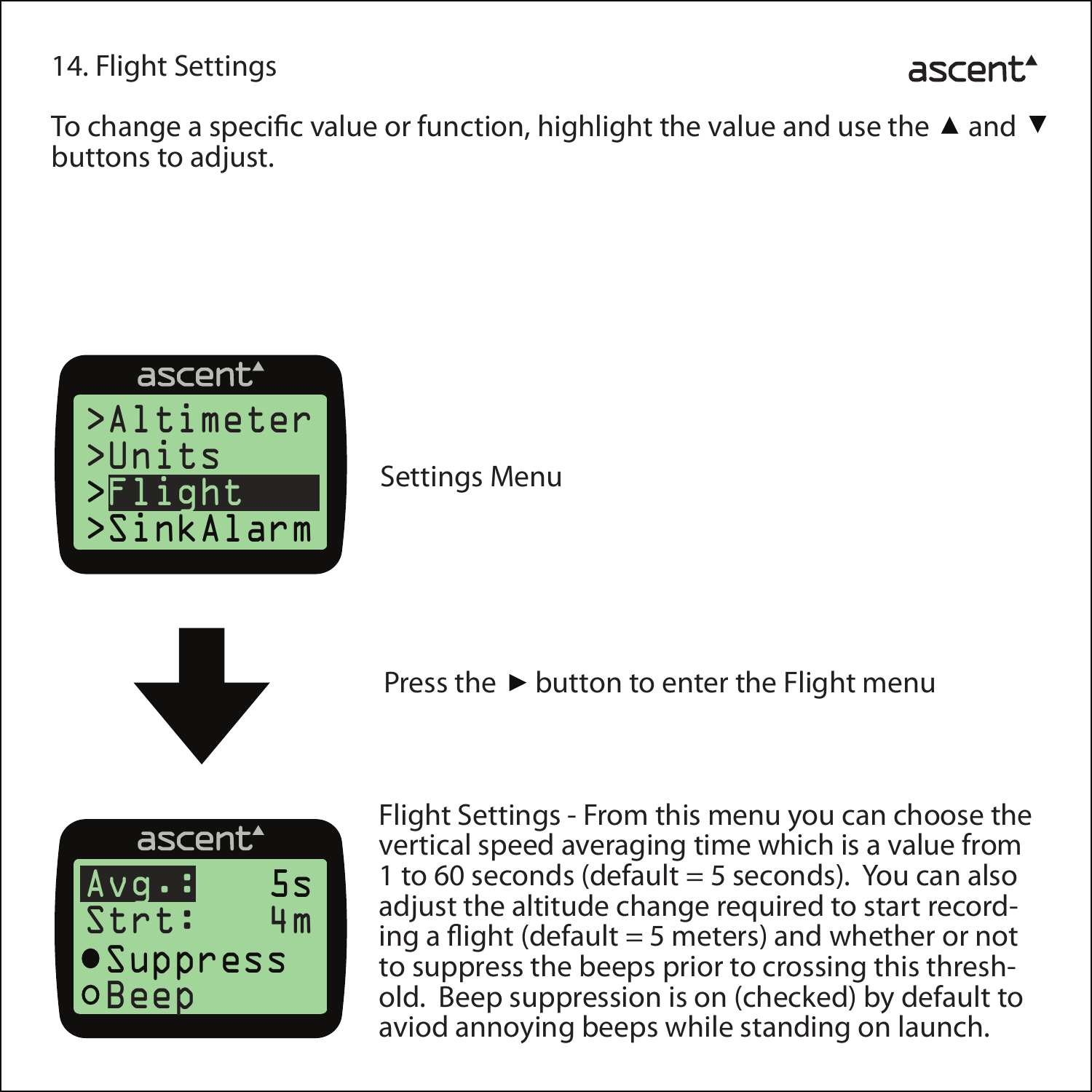# 14. Flight Settings

To change a specific value or function, highlight the value and use the ▲ and ▼ buttons to adjust.

Settings Menu

Press the ► button to enter the Flight menu

Flight Settings - From this menu you can choose the vertical speed averaging time which is a value from 1 to 60 seconds (default = 5 seconds). You can also adjust the altitude change required to start recording a flight (default = 5 meters) and whether or not to suppress the beeps prior to crossing this threshold. Beep suppression is on (checked) by default to aviod annoying beeps while standing on launch.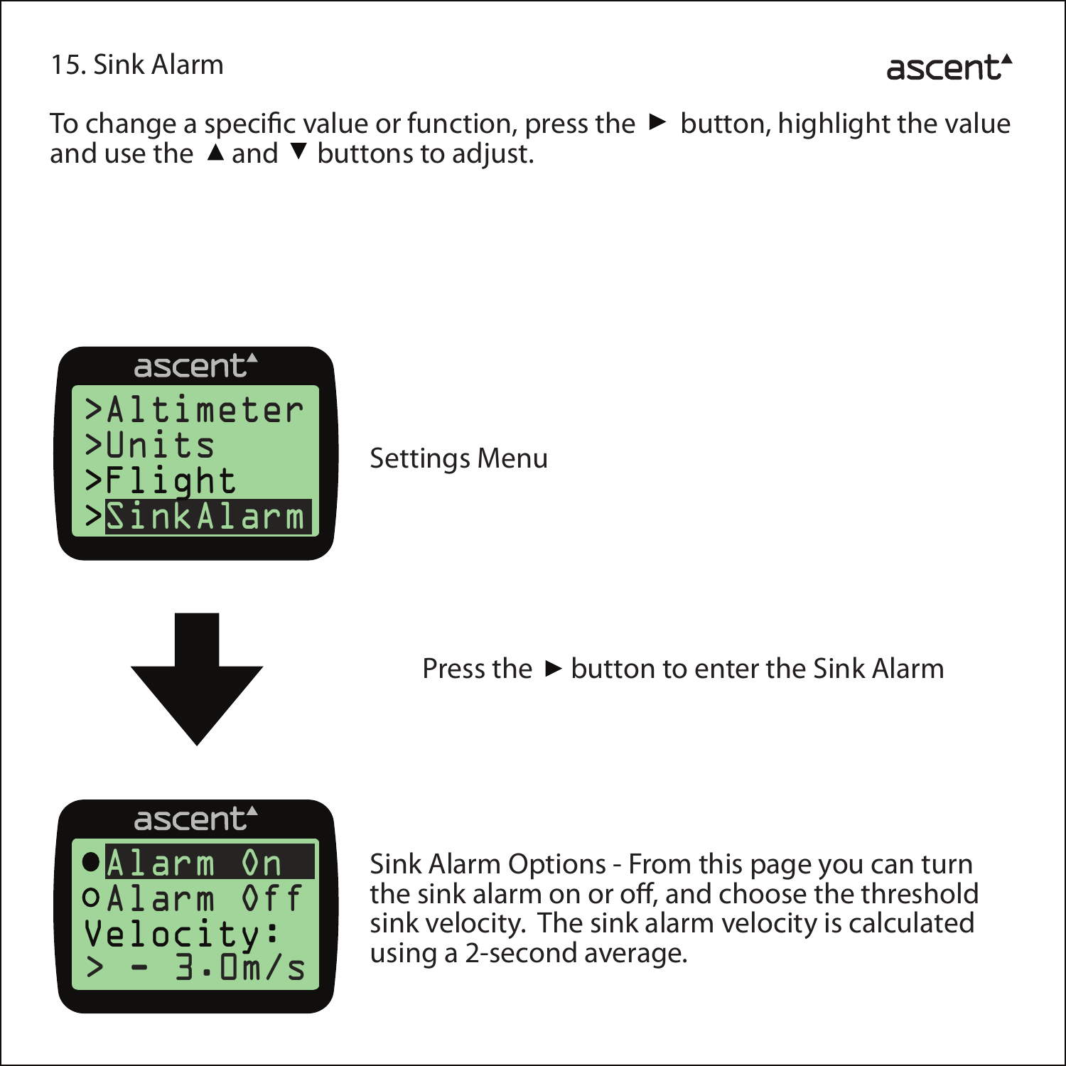## 15. Sink Alarm

To change a specific value or function, press the ► button, highlight the value and use the ▲ and ▼ buttons to adjust.

```
>Altimeter
>Units
>Flight
>SinkAlarm
```

Settings Menu

Press the ► button to enter the Sink Alarm

```
●Alarm On
○Alarm Off
Velocity:
> - 3.0m/s
```

Sink Alarm Options - From this page you can turn the sink alarm on or off, and choose the threshold sink velocity. The sink alarm velocity is calculated using a 2-second average.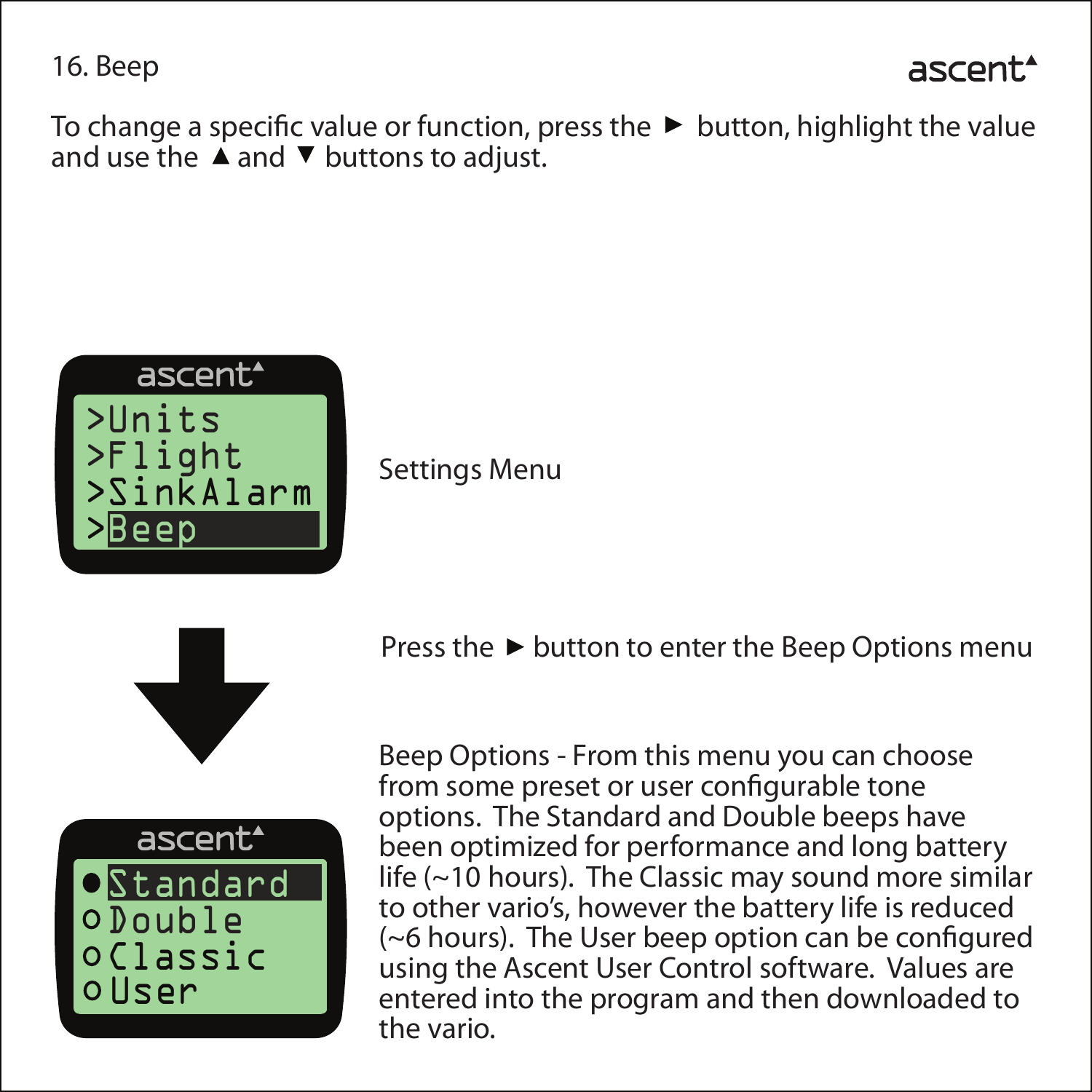## 16. Beep

To change a specific value or function, press the ► button, highlight the value and use the ▲ and ▼ buttons to adjust.

Settings Menu

Press the ► button to enter the Beep Options menu

Beep Options - From this menu you can choose from some preset or user configurable tone options. The Standard and Double beeps have been optimized for performance and long battery life (~10 hours). The Classic may sound more similar to other vario's, however the battery life is reduced (~6 hours). The User beep option can be configured using the Ascent User Control software. Values are entered into the program and then downloaded to the vario.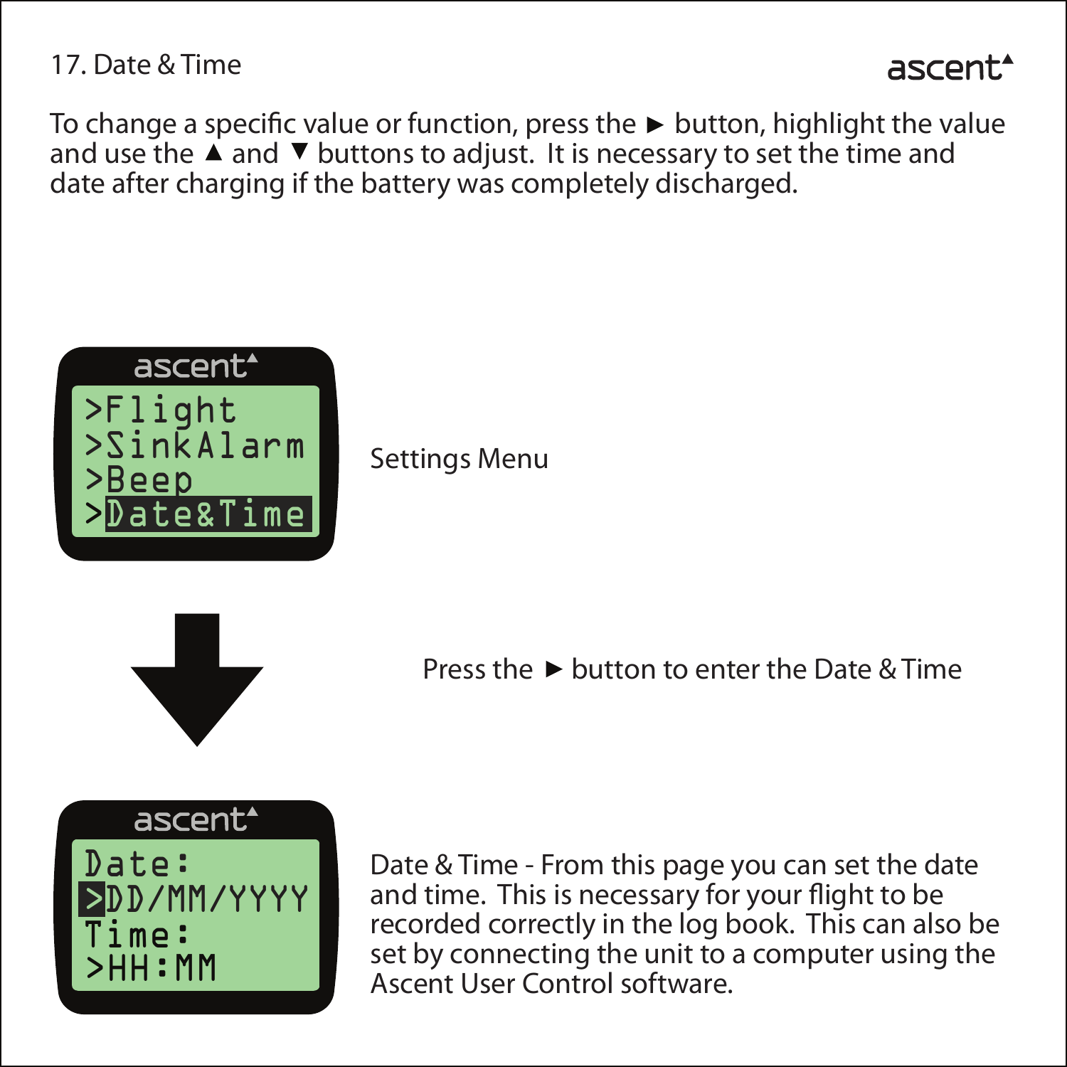# 17. Date & Time

To change a specific value or function, press the ► button, highlight the value and use the ▲ and ▼ buttons to adjust. It is necessary to set the time and date after charging if the battery was completely discharged.

```
>Flight
>SinkAlarm
>Beep
>Date&Time
```

Settings Menu

Press the ► button to enter the Date & Time

```
Date:
>DD/MM/YYYY
Time:
>HH:MM
```

Date & Time - From this page you can set the date and time. This is necessary for your flight to be recorded correctly in the log book. This can also be set by connecting the unit to a computer using the Ascent User Control software.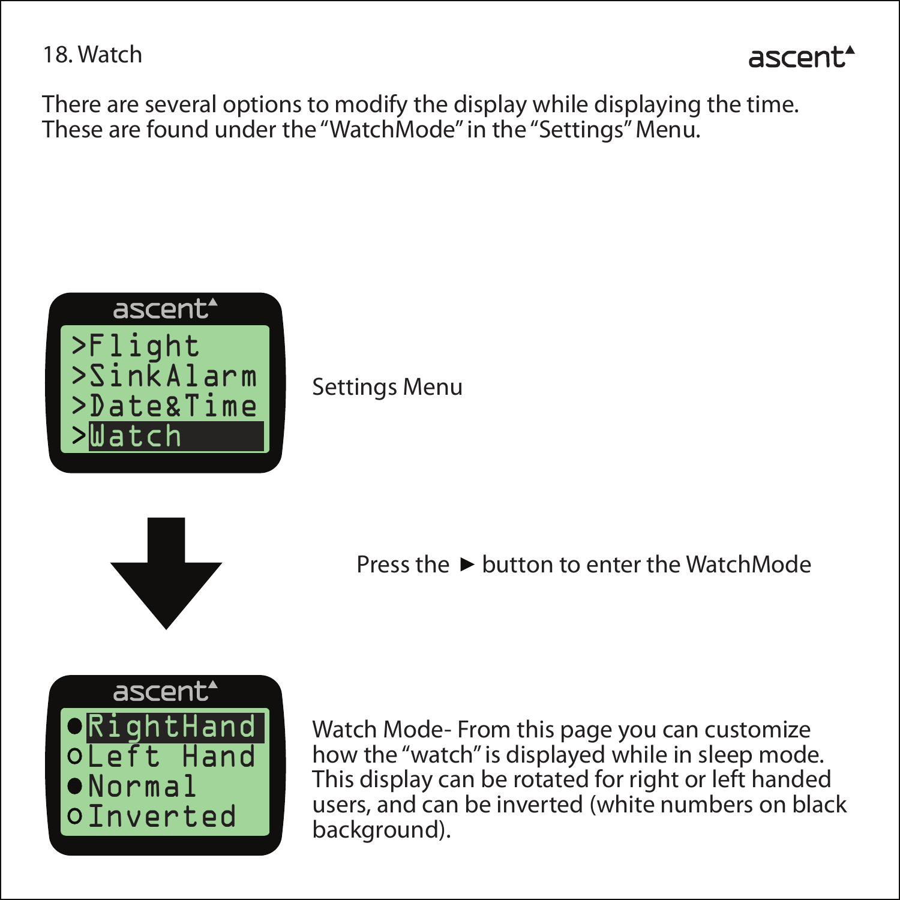# 18. Watch

There are several options to modify the display while displaying the time. These are found under the "WatchMode" in the "Settings" Menu.

>Flight
>SinkAlarm
>Date&Time
>Watch

Settings Menu

Press the ► button to enter the WatchMode

● RightHand
○ Left Hand
● Normal
○ Inverted

Watch Mode- From this page you can customize how the "watch" is displayed while in sleep mode. This display can be rotated for right or left handed users, and can be inverted (white numbers on black background).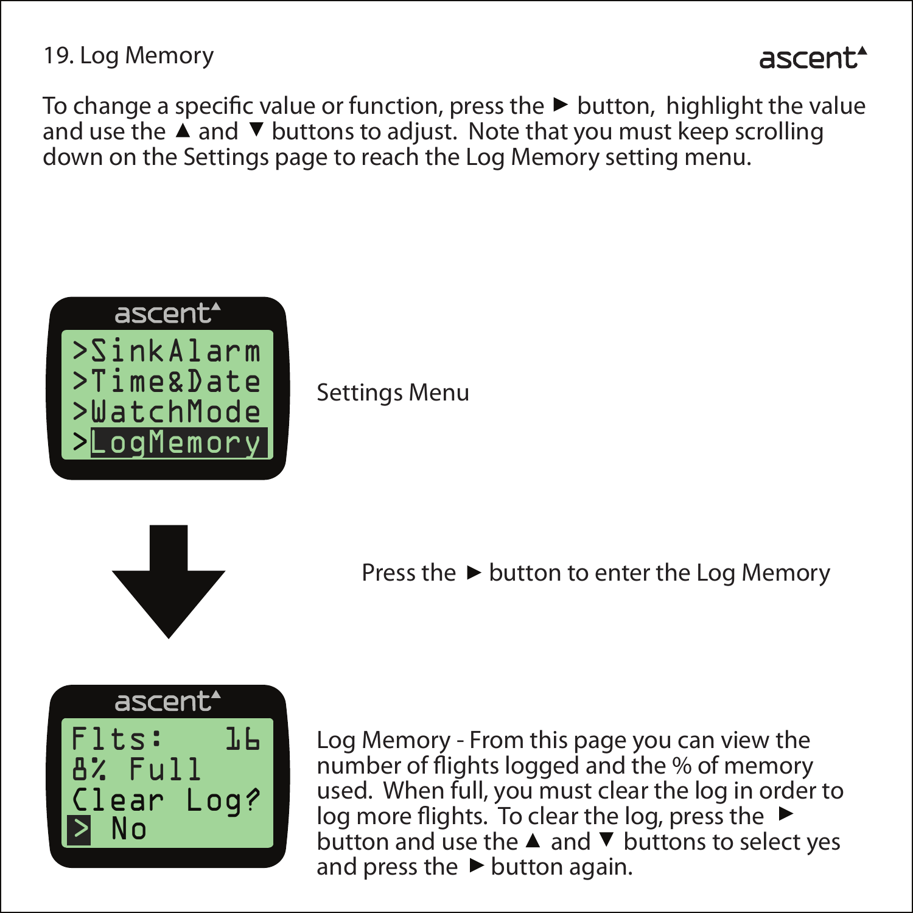# 19. Log Memory

To change a specific value or function, press the ► button, highlight the value and use the ▲ and ▼ buttons to adjust. Note that you must keep scrolling down on the Settings page to reach the Log Memory setting menu.

```
>SinkAlarm
>Time&Date
>WatchMode
>LogMemory
```

Settings Menu

Press the ► button to enter the Log Memory

```
Flts:    16
8% Full
Clear Log?
> No
```

Log Memory - From this page you can view the number of flights logged and the % of memory used. When full, you must clear the log in order to log more flights. To clear the log, press the ► button and use the ▲ and ▼ buttons to select yes and press the ► button again.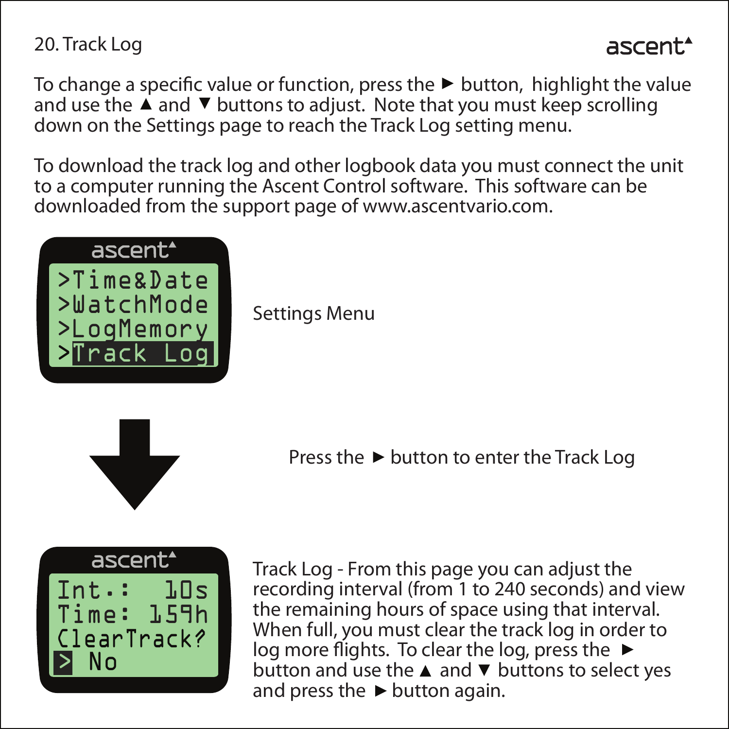# 20. Track Log

To change a specific value or function, press the ► button, highlight the value and use the ▲ and ▼ buttons to adjust. Note that you must keep scrolling down on the Settings page to reach the Track Log setting menu.

To download the track log and other logbook data you must connect the unit to a computer running the Ascent Control software. This software can be downloaded from the support page of www.ascentvario.com.

```
>Time&Date
>WatchMode
>LogMemory
>Track Log
```

Settings Menu

Press the ► button to enter the Track Log

```
Int.:   10s
Time:  159h
ClearTrack?
>  No
```

Track Log - From this page you can adjust the recording interval (from 1 to 240 seconds) and view the remaining hours of space using that interval. When full, you must clear the track log in order to log more flights. To clear the log, press the ► button and use the ▲ and ▼ buttons to select yes and press the ► button again.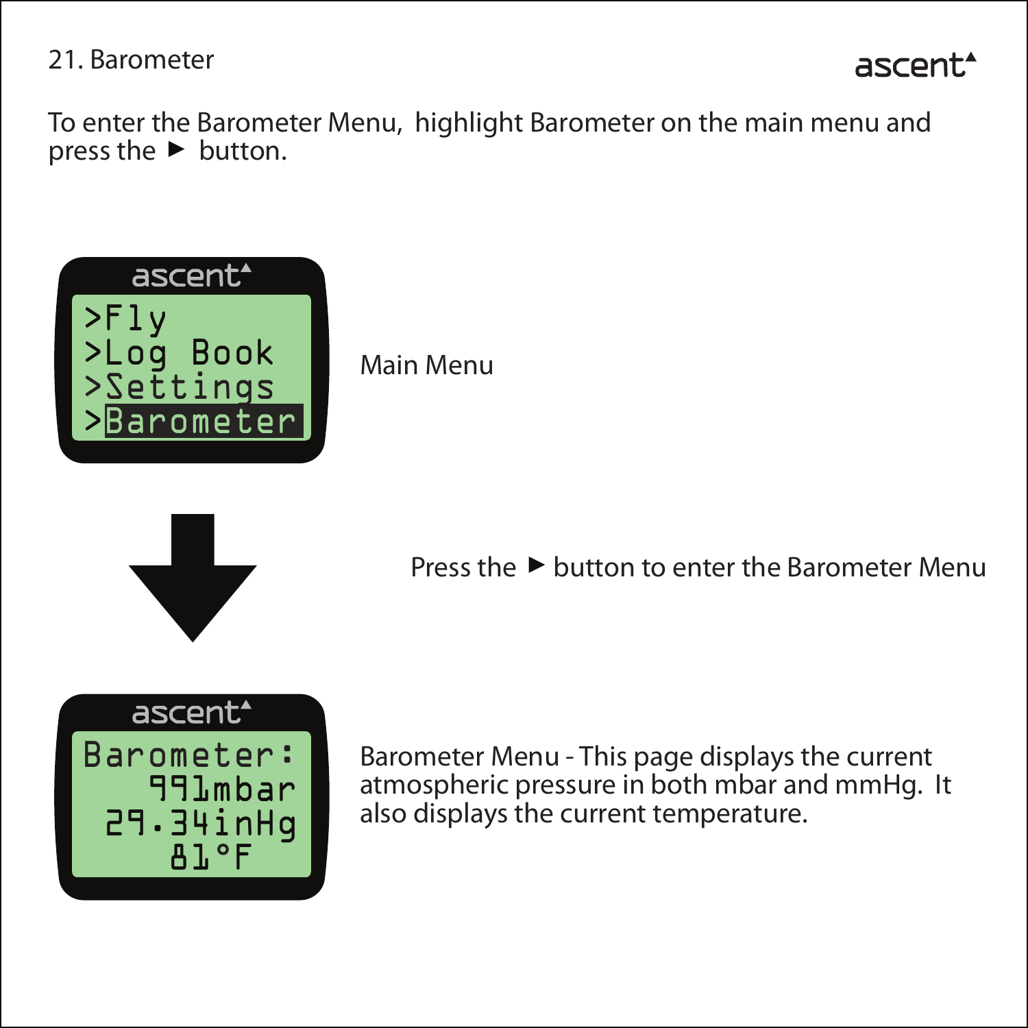# 21. Barometer

To enter the Barometer Menu, highlight Barometer on the main menu and press the ► button.

>Fly
>Log Book
>Settings
>Barometer

Main Menu

Press the ► button to enter the Barometer Menu

Barometer:
991mbar
29.34inHg
81°F

Barometer Menu - This page displays the current atmospheric pressure in both mbar and mmHg. It also displays the current temperature.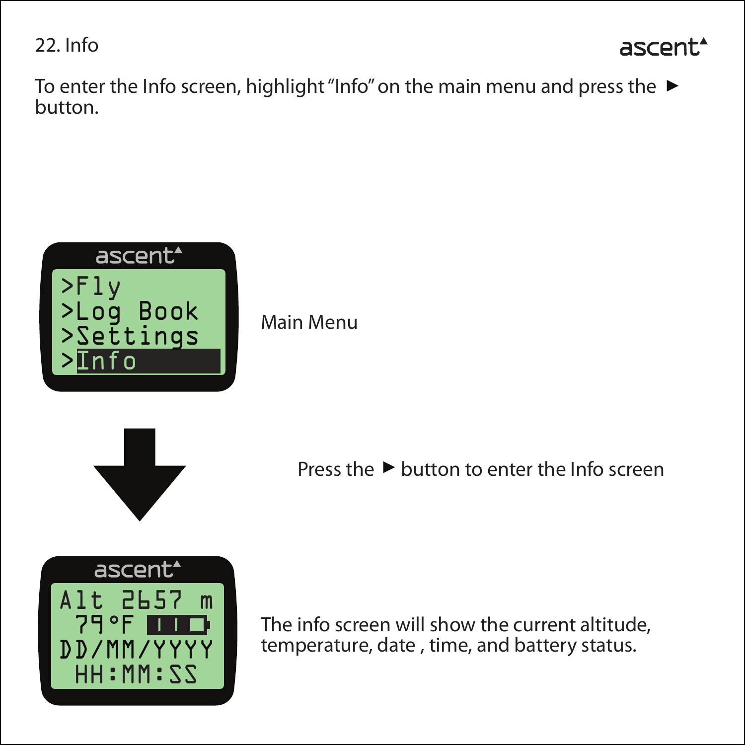## 22. Info

To enter the Info screen, highlight “Info” on the main menu and press the ► button.

```
>Fly
>Log Book
>Settings
>Info
```

Main Menu

Press the ► button to enter the Info screen

```
Alt 2657 m
 79°F
DD/MM/YYYY
 HH:MM:SS
```

The info screen will show the current altitude, temperature, date , time, and battery status.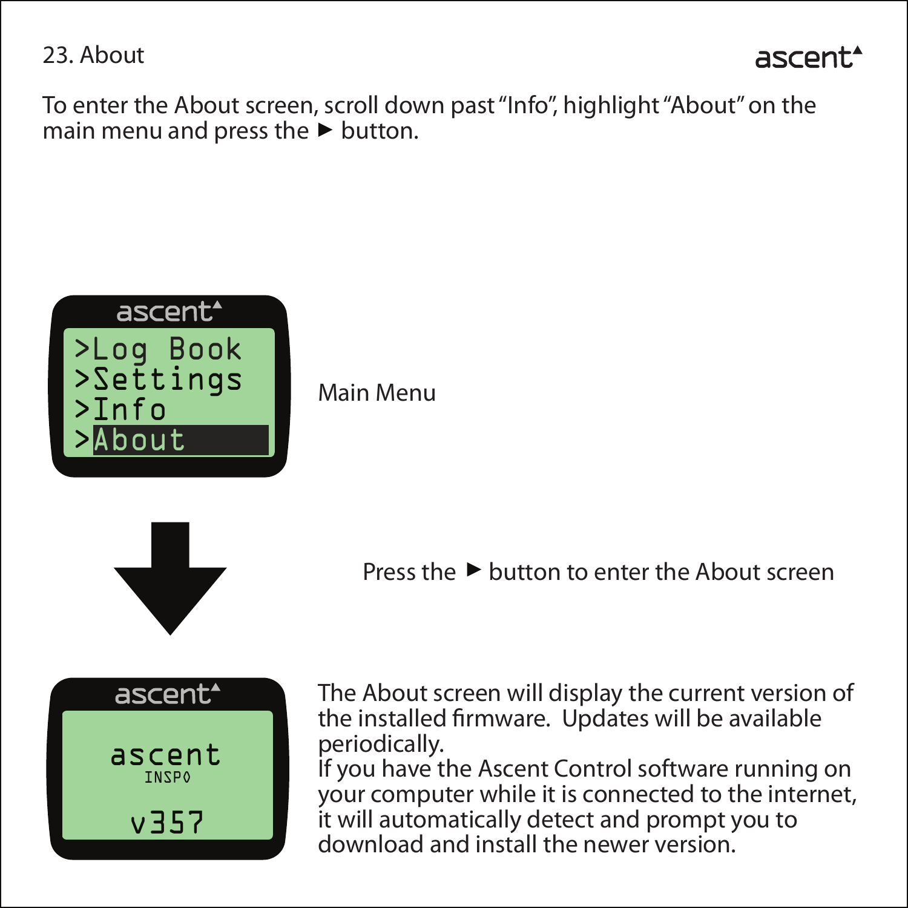## 23. About

To enter the About screen, scroll down past "Info", highlight "About" on the main menu and press the ► button.

>Log Book
>Settings
>Info
>About

Main Menu

Press the ► button to enter the About screen

ascent
INSPO
v357

The About screen will display the current version of the installed firmware. Updates will be available periodically.
If you have the Ascent Control software running on your computer while it is connected to the internet, it will automatically detect and prompt you to download and install the newer version.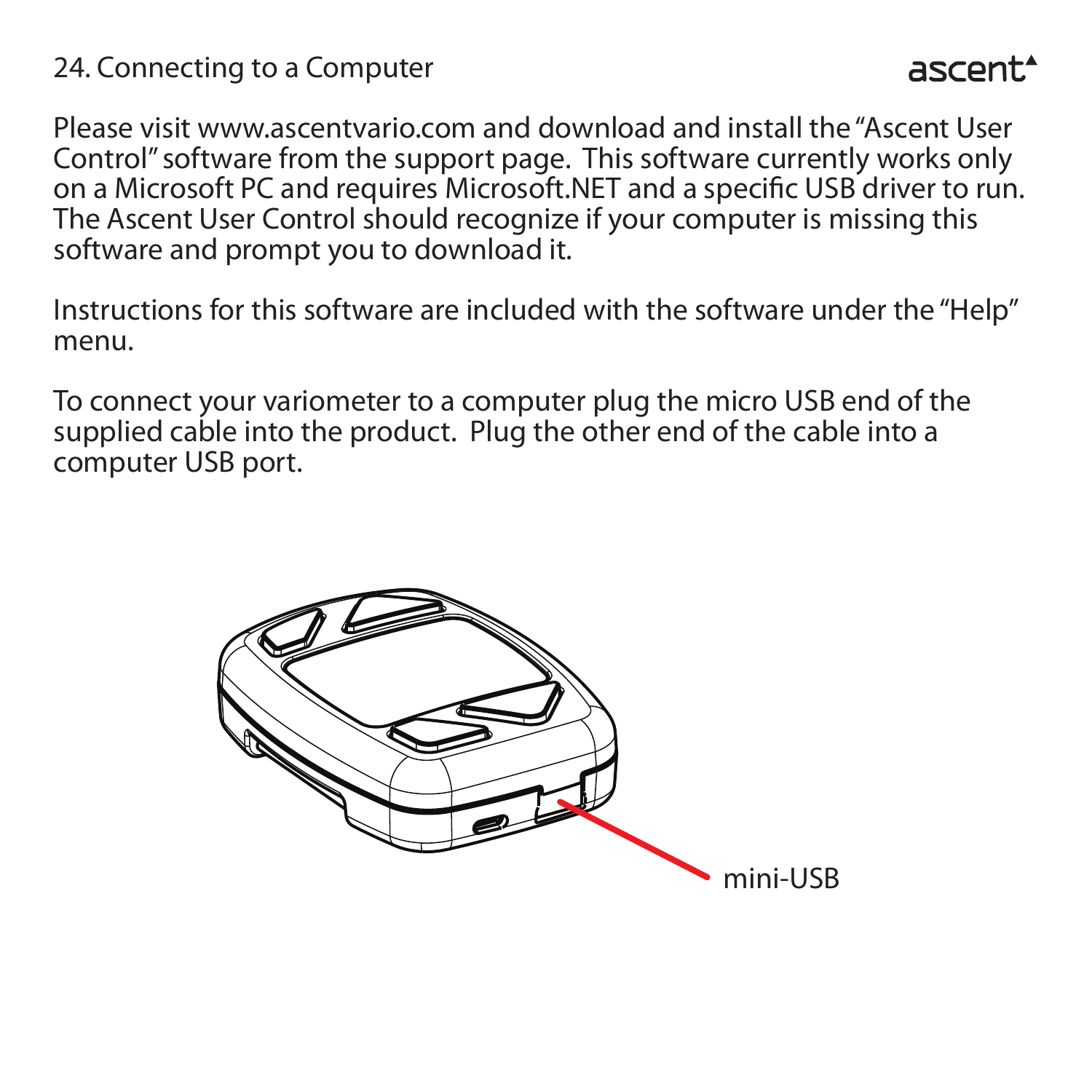## 24. Connecting to a Computer

Please visit www.ascentvario.com and download and install the "Ascent User Control" software from the support page. This software currently works only on a Microsoft PC and requires Microsoft.NET and a specific USB driver to run. The Ascent User Control should recognize if your computer is missing this software and prompt you to download it.

Instructions for this software are included with the software under the "Help" menu.

To connect your variometer to a computer plug the micro USB end of the supplied cable into the product. Plug the other end of the cable into a computer USB port.

mini-USB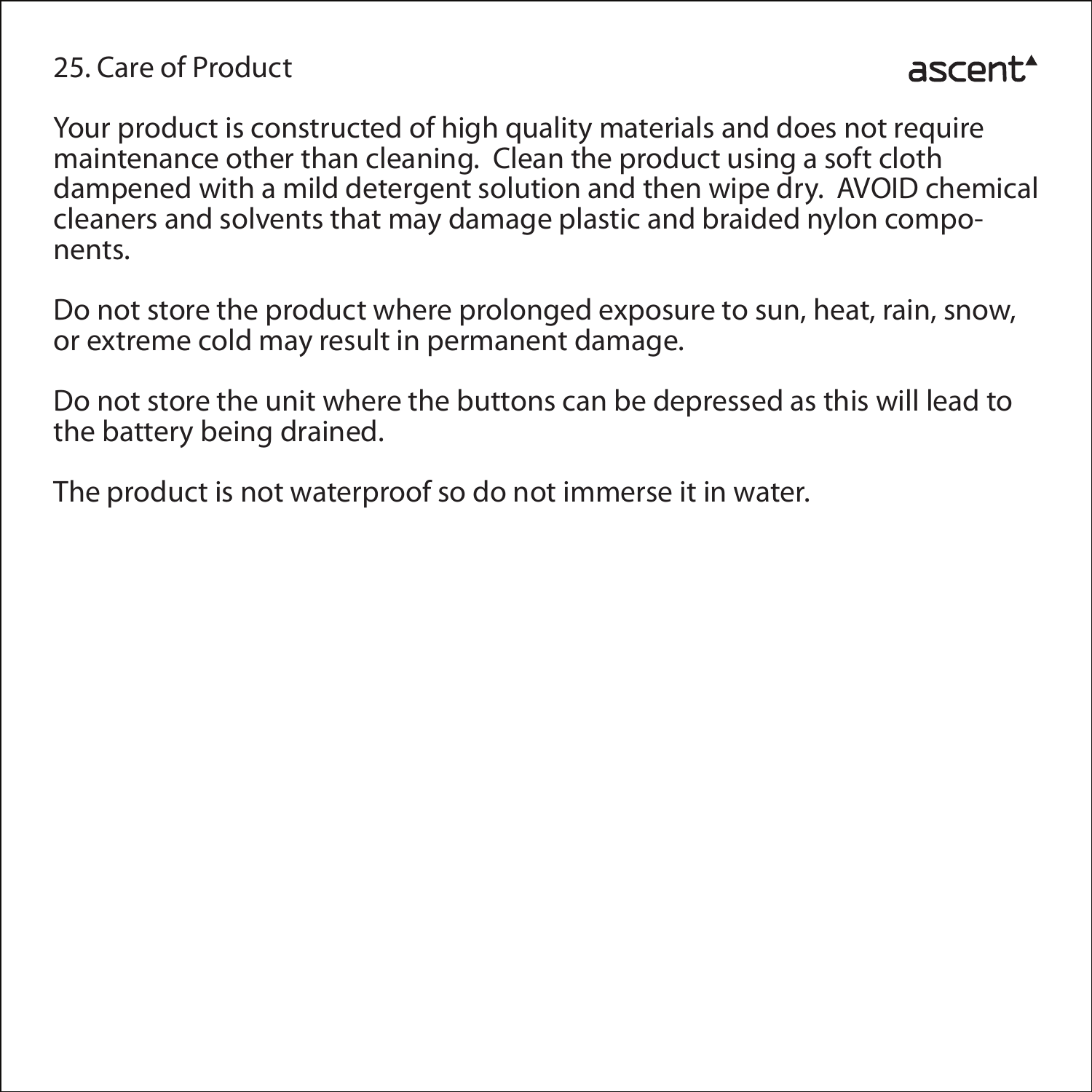## 25. Care of Product

Your product is constructed of high quality materials and does not require maintenance other than cleaning. Clean the product using a soft cloth dampened with a mild detergent solution and then wipe dry. AVOID chemical cleaners and solvents that may damage plastic and braided nylon components.

Do not store the product where prolonged exposure to sun, heat, rain, snow, or extreme cold may result in permanent damage.

Do not store the unit where the buttons can be depressed as this will lead to the battery being drained.

The product is not waterproof so do not immerse it in water.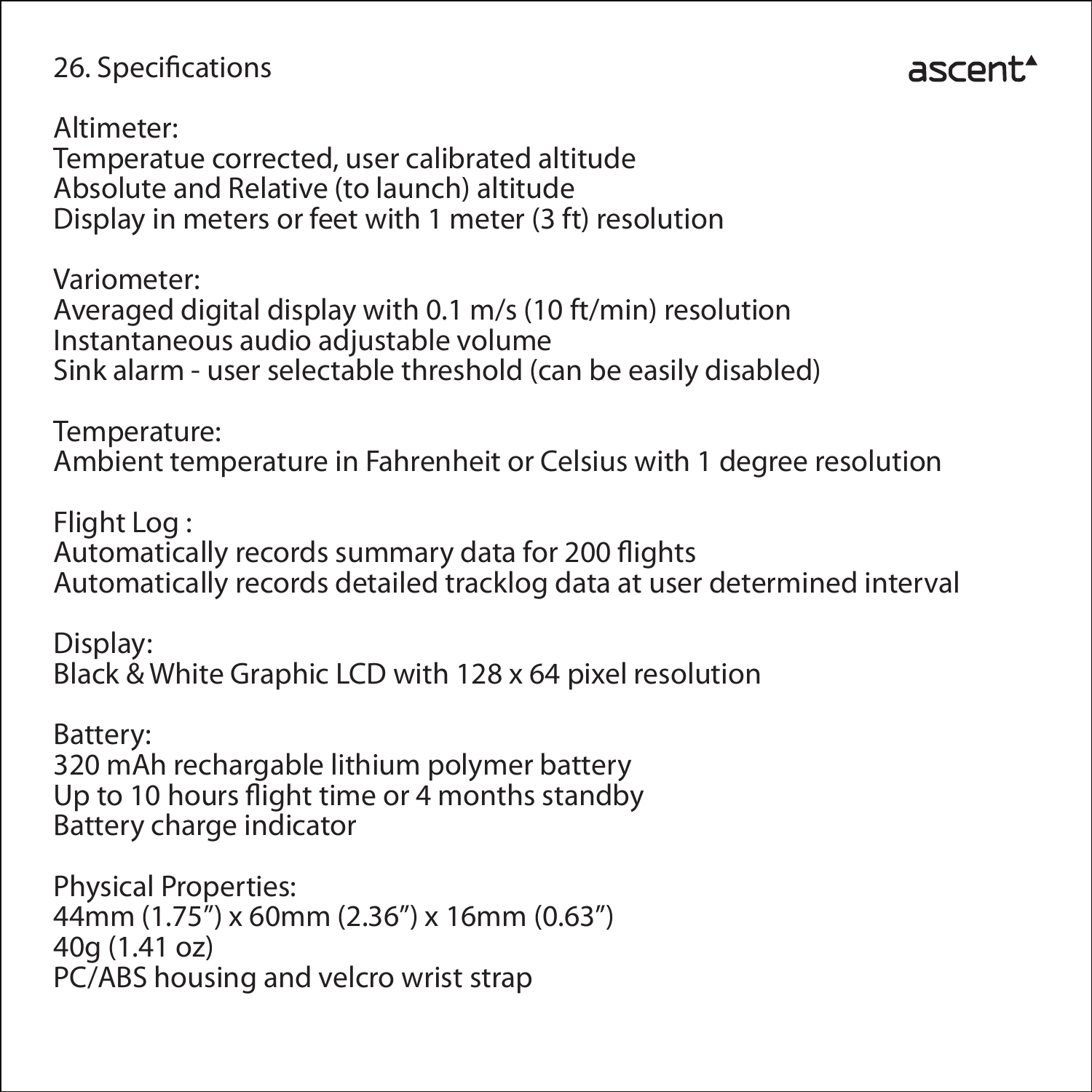## 26. Specifications

Altimeter:
Temperatue corrected, user calibrated altitude
Absolute and Relative (to launch) altitude
Display in meters or feet with 1 meter (3 ft) resolution

Variometer:
Averaged digital display with 0.1 m/s (10 ft/min) resolution
Instantaneous audio adjustable volume
Sink alarm - user selectable threshold (can be easily disabled)

Temperature:
Ambient temperature in Fahrenheit or Celsius with 1 degree resolution

Flight Log :
Automatically records summary data for 200 flights
Automatically records detailed tracklog data at user determined interval

Display:
Black & White Graphic LCD with 128 x 64 pixel resolution

Battery:
320 mAh rechargable lithium polymer battery
Up to 10 hours flight time or 4 months standby
Battery charge indicator

Physical Properties:
44mm (1.75”) x 60mm (2.36”) x 16mm (0.63”)
40g (1.41 oz)
PC/ABS housing and velcro wrist strap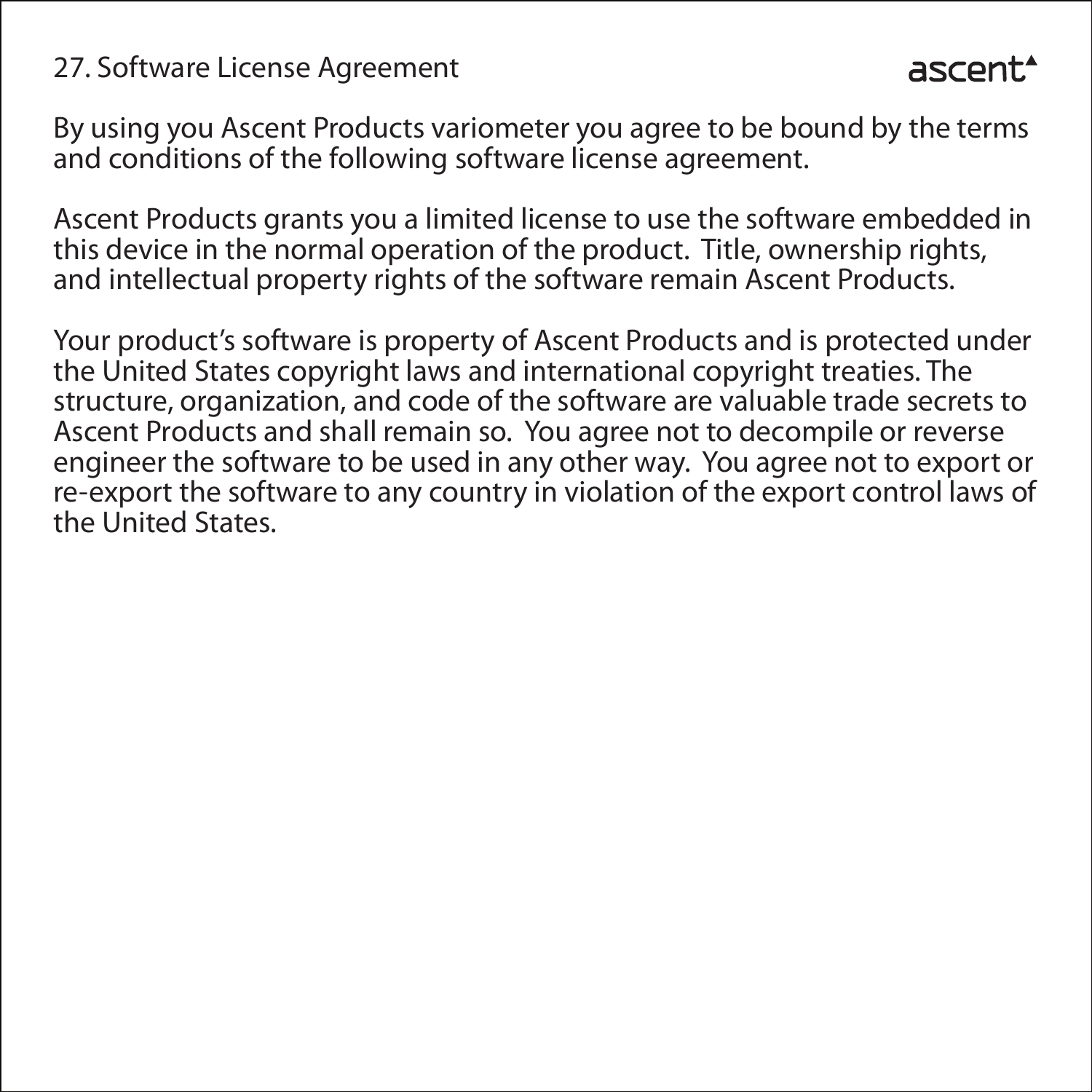## 27. Software License Agreement

By using you Ascent Products variometer you agree to be bound by the terms and conditions of the following software license agreement.

Ascent Products grants you a limited license to use the software embedded in this device in the normal operation of the product. Title, ownership rights, and intellectual property rights of the software remain Ascent Products.

Your product's software is property of Ascent Products and is protected under the United States copyright laws and international copyright treaties. The structure, organization, and code of the software are valuable trade secrets to Ascent Products and shall remain so. You agree not to decompile or reverse engineer the software to be used in any other way. You agree not to export or re-export the software to any country in violation of the export control laws of the United States.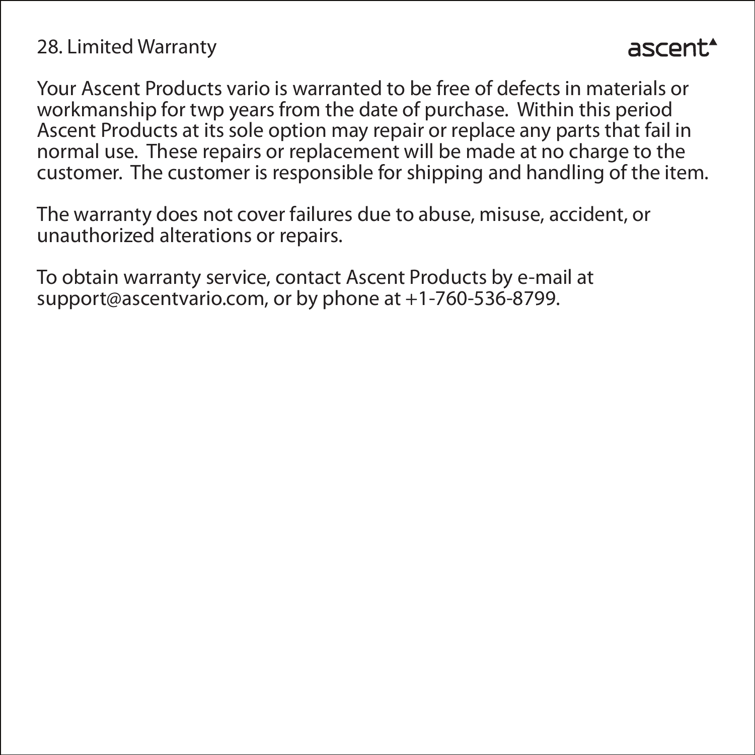## 28. Limited Warranty

Your Ascent Products vario is warranted to be free of defects in materials or workmanship for twp years from the date of purchase. Within this period Ascent Products at its sole option may repair or replace any parts that fail in normal use. These repairs or replacement will be made at no charge to the customer. The customer is responsible for shipping and handling of the item.

The warranty does not cover failures due to abuse, misuse, accident, or unauthorized alterations or repairs.

To obtain warranty service, contact Ascent Products by e-mail at support@ascentvario.com, or by phone at +1-760-536-8799.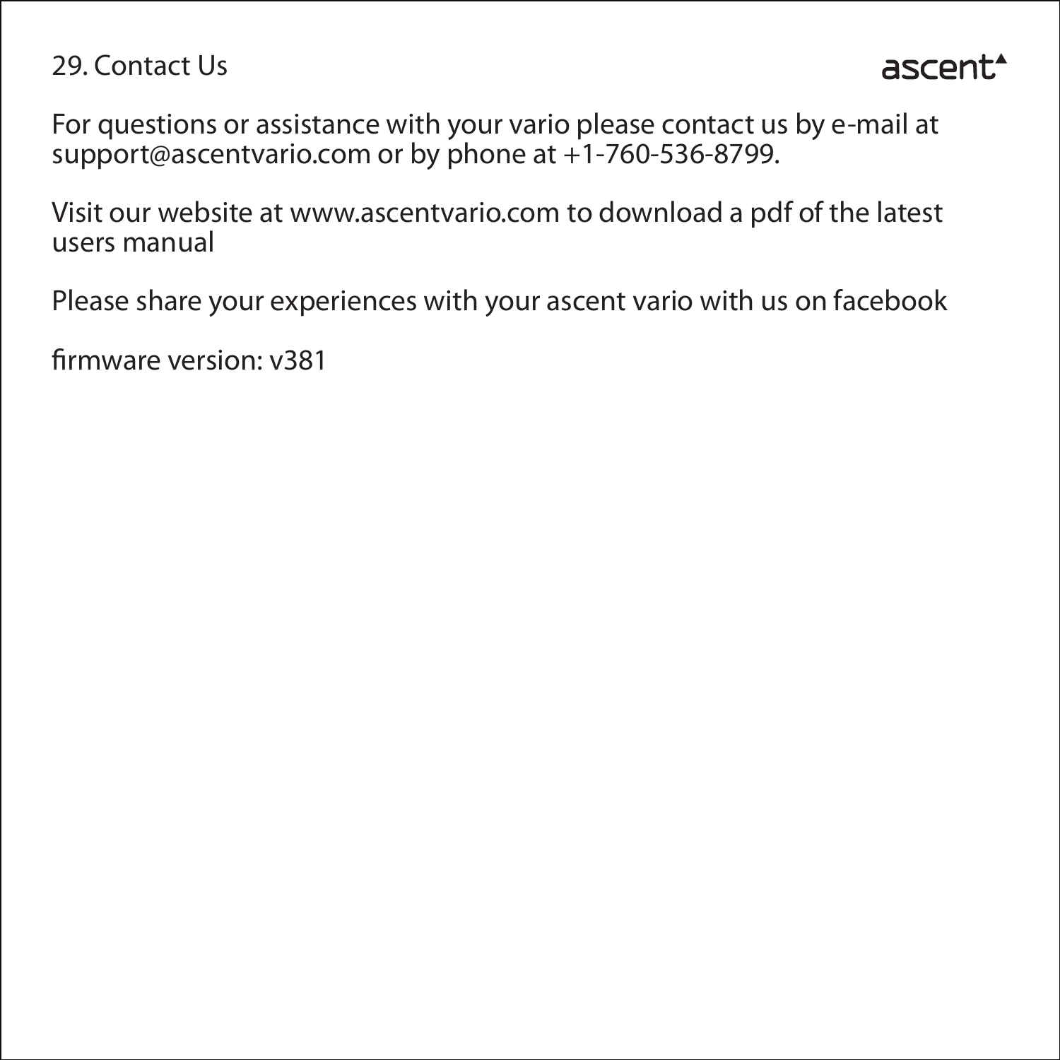# 29. Contact Us

For questions or assistance with your vario please contact us by e-mail at support@ascentvario.com or by phone at +1-760-536-8799.

Visit our website at www.ascentvario.com to download a pdf of the latest users manual

Please share your experiences with your ascent vario with us on facebook

firmware version: v381